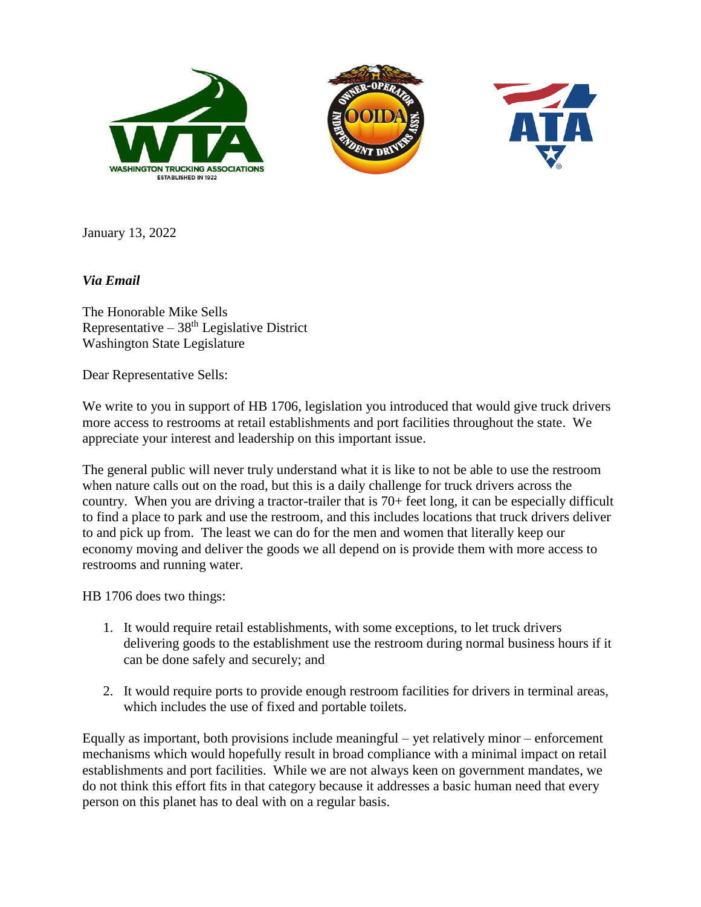WASHINGTON TRUCKING ASSOCIATIONS
ESTABLISHED IN 1922

January 13, 2022

***Via Email***

The Honorable Mike Sells
Representative – 38th Legislative District
Washington State Legislature

Dear Representative Sells:

We write to you in support of HB 1706, legislation you introduced that would give truck drivers more access to restrooms at retail establishments and port facilities throughout the state. We appreciate your interest and leadership on this important issue.

The general public will never truly understand what it is like to not be able to use the restroom when nature calls out on the road, but this is a daily challenge for truck drivers across the country. When you are driving a tractor-trailer that is 70+ feet long, it can be especially difficult to find a place to park and use the restroom, and this includes locations that truck drivers deliver to and pick up from. The least we can do for the men and women that literally keep our economy moving and deliver the goods we all depend on is provide them with more access to restrooms and running water.

HB 1706 does two things:

1. It would require retail establishments, with some exceptions, to let truck drivers delivering goods to the establishment use the restroom during normal business hours if it can be done safely and securely; and

2. It would require ports to provide enough restroom facilities for drivers in terminal areas, which includes the use of fixed and portable toilets.

Equally as important, both provisions include meaningful – yet relatively minor – enforcement mechanisms which would hopefully result in broad compliance with a minimal impact on retail establishments and port facilities. While we are not always keen on government mandates, we do not think this effort fits in that category because it addresses a basic human need that every person on this planet has to deal with on a regular basis.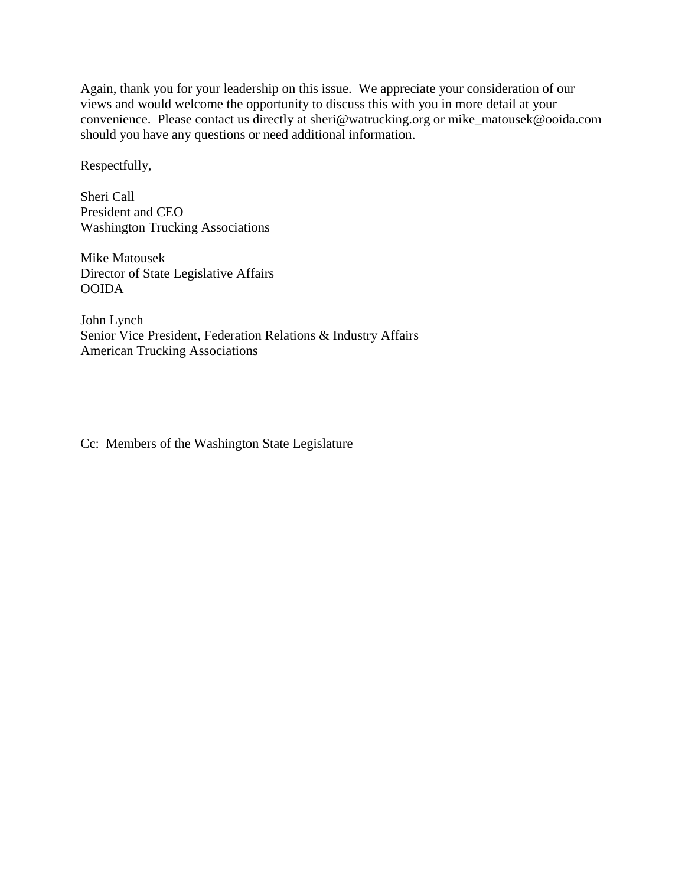Again, thank you for your leadership on this issue. We appreciate your consideration of our views and would welcome the opportunity to discuss this with you in more detail at your convenience. Please contact us directly at sheri@watrucking.org or mike_matousek@ooida.com should you have any questions or need additional information.

Respectfully,

Sheri Call
President and CEO
Washington Trucking Associations

Mike Matousek
Director of State Legislative Affairs
OOIDA

John Lynch
Senior Vice President, Federation Relations & Industry Affairs
American Trucking Associations

Cc: Members of the Washington State Legislature